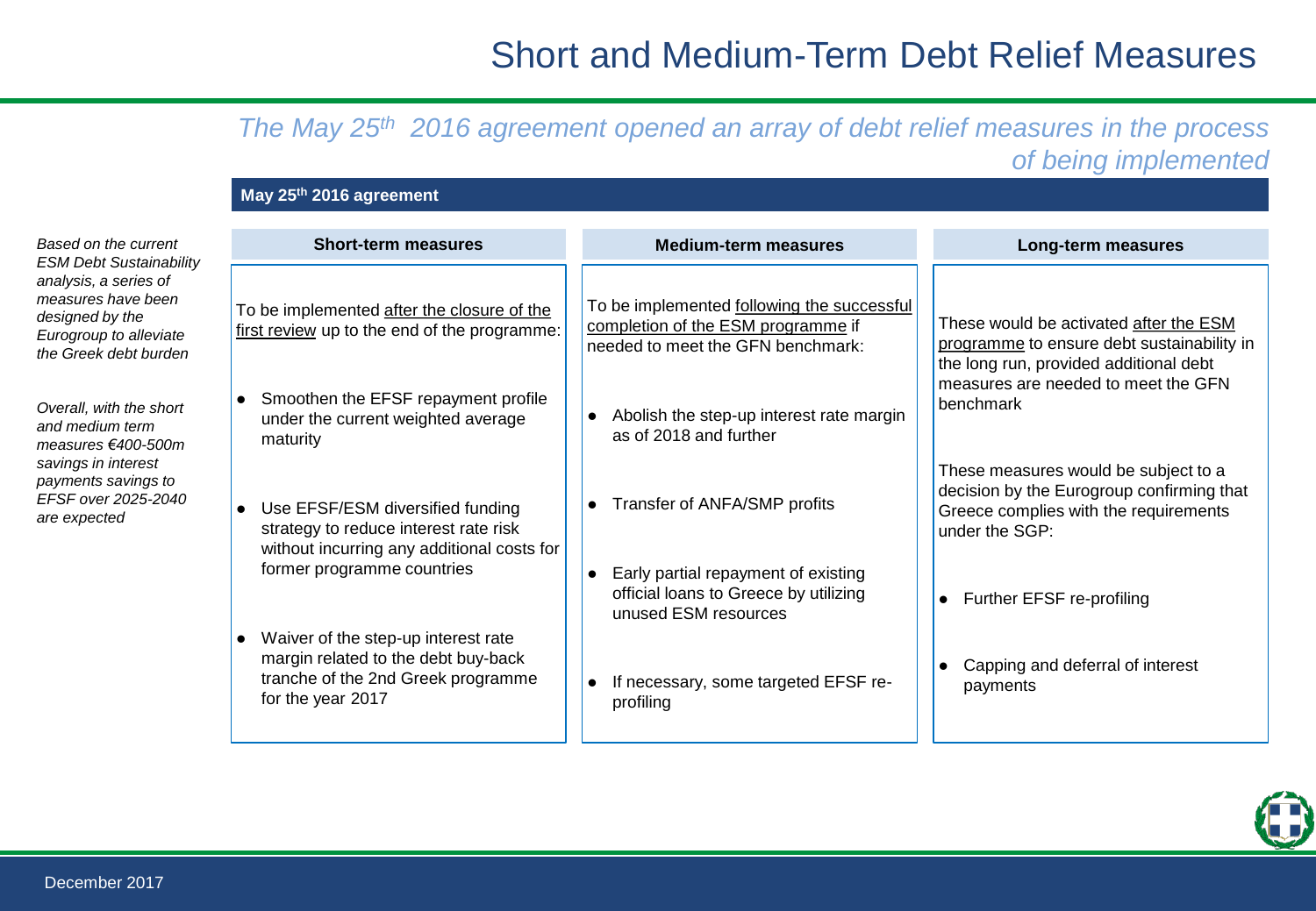# Short and Medium-Term Debt Relief Measures

*The May 25th 2016 agreement opened an array of debt relief measures in the process of being implemented*

*Based on the current ESM Debt Sustainability analysis, a series of measures have been designed by the Eurogroup to alleviate the Greek debt burden*

*Overall, with the short and medium term measures €400-500m savings in interest payments savings to EFSF over 2025-2040 are expected*

## May 25th 2016 agreement

### Short-term measures

To be implemented after the closure of the first review up to the end of the programme:

- Smoothen the EFSF repayment profile under the current weighted average maturity
- Use EFSF/ESM diversified funding strategy to reduce interest rate risk without incurring any additional costs for former programme countries
- Waiver of the step-up interest rate margin related to the debt buy-back tranche of the 2nd Greek programme for the year 2017

### Medium-term measures

To be implemented following the successful completion of the ESM programme if needed to meet the GFN benchmark:

- Abolish the step-up interest rate margin as of 2018 and further
- Transfer of ANFA/SMP profits
- Early partial repayment of existing official loans to Greece by utilizing unused ESM resources
- If necessary, some targeted EFSF re-profiling

### Long-term measures

These would be activated after the ESM programme to ensure debt sustainability in the long run, provided additional debt measures are needed to meet the GFN benchmark

These measures would be subject to a decision by the Eurogroup confirming that Greece complies with the requirements under the SGP:

- Further EFSF re-profiling
- Capping and deferral of interest payments

December 2017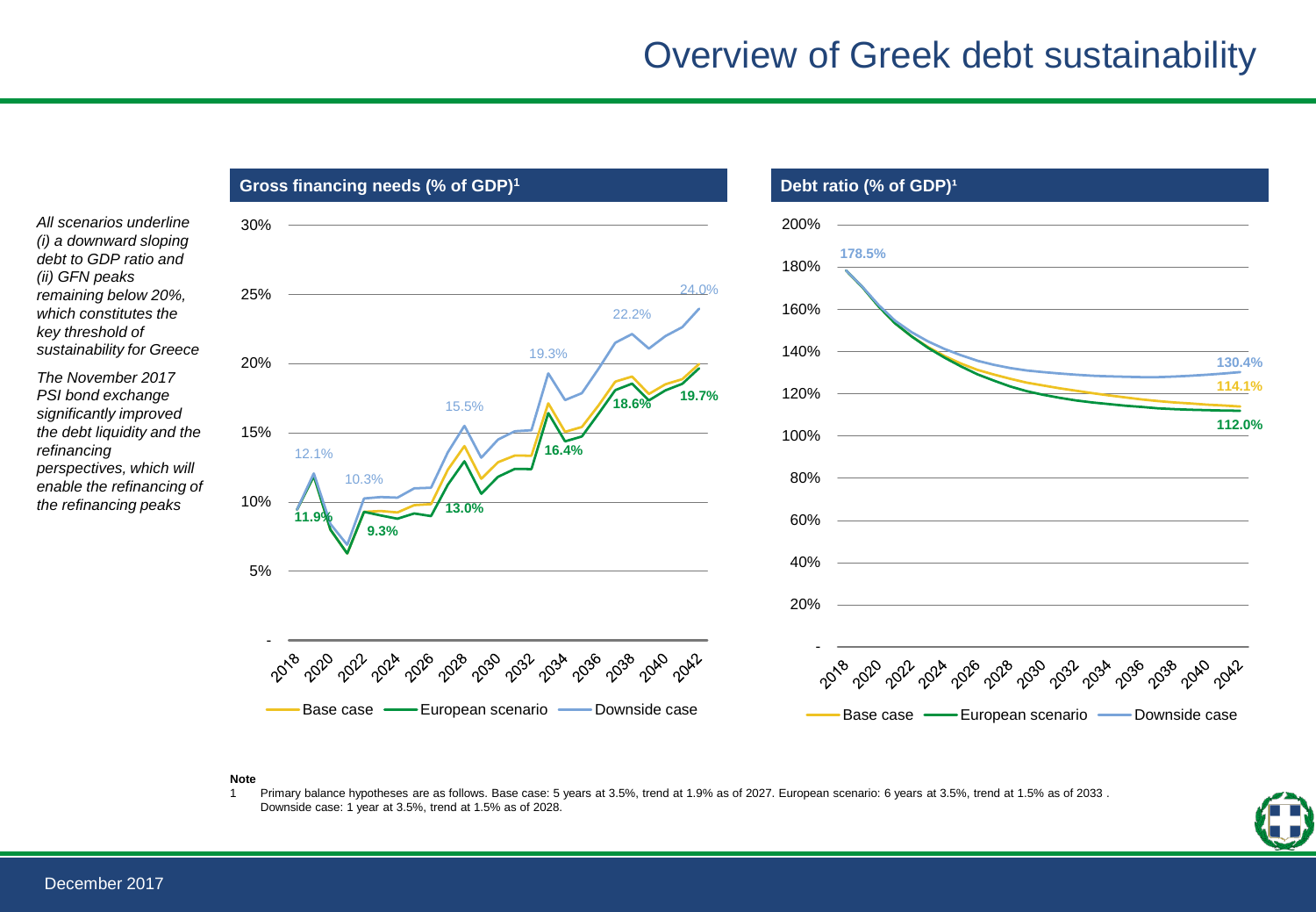# Overview of Greek debt sustainability

*All scenarios underline (i) a downward sloping debt to GDP ratio and (ii) GFN peaks remaining below 20%, which constitutes the key threshold of sustainability for Greece*

*The November 2017 PSI bond exchange significantly improved the debt liquidity and the refinancing perspectives, which will enable the refinancing of the refinancing peaks*

**Gross financing needs (% of GDP)**[1]

30%
25%
20%
15%
10%
5%
-

12.1% 10.3% 15.5% 19.3% 22.2% 24.0%
11.9% 9.3% 13.0% 16.4% 18.6% 19.7%

2018 2020 2022 2024 2026 2028 2030 2032 2034 2036 2038 2040 2042

Base case — European scenario — Downside case

**Debt ratio (% of GDP)**[1]

200%
180%
160%
140%
120%
100%
80%
60%
40%
20%
-

178.5%
130.4%
114.1%
112.0%

2018 2020 2022 2024 2026 2028 2030 2032 2034 2036 2038 2040 2042

Base case — European scenario — Downside case

**Note**

1 Primary balance hypotheses are as follows. Base case: 5 years at 3.5%, trend at 1.9% as of 2027. European scenario: 6 years at 3.5%, trend at 1.5% as of 2033. Downside case: 1 year at 3.5%, trend at 1.5% as of 2028.

December 2017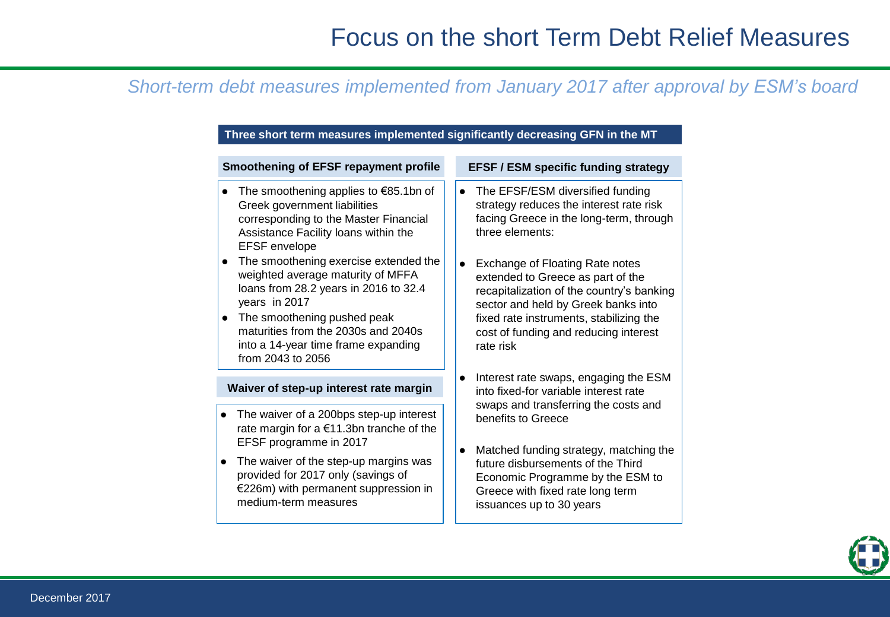# Focus on the short Term Debt Relief Measures

*Short-term debt measures implemented from January 2017 after approval by ESM's board*

**Three short term measures implemented significantly decreasing GFN in the MT**

### Smoothening of EFSF repayment profile

- The smoothening applies to €85.1bn of Greek government liabilities corresponding to the Master Financial Assistance Facility loans within the EFSF envelope
- The smoothening exercise extended the weighted average maturity of MFFA loans from 28.2 years in 2016 to 32.4 years in 2017
- The smoothening pushed peak maturities from the 2030s and 2040s into a 14-year time frame expanding from 2043 to 2056

### Waiver of step-up interest rate margin

- The waiver of a 200bps step-up interest rate margin for a €11.3bn tranche of the EFSF programme in 2017
- The waiver of the step-up margins was provided for 2017 only (savings of €226m) with permanent suppression in medium-term measures

### EFSF / ESM specific funding strategy

- The EFSF/ESM diversified funding strategy reduces the interest rate risk facing Greece in the long-term, through three elements:
- Exchange of Floating Rate notes extended to Greece as part of the recapitalization of the country's banking sector and held by Greek banks into fixed rate instruments, stabilizing the cost of funding and reducing interest rate risk
- Interest rate swaps, engaging the ESM into fixed-for variable interest rate swaps and transferring the costs and benefits to Greece
- Matched funding strategy, matching the future disbursements of the Third Economic Programme by the ESM to Greece with fixed rate long term issuances up to 30 years

December 2017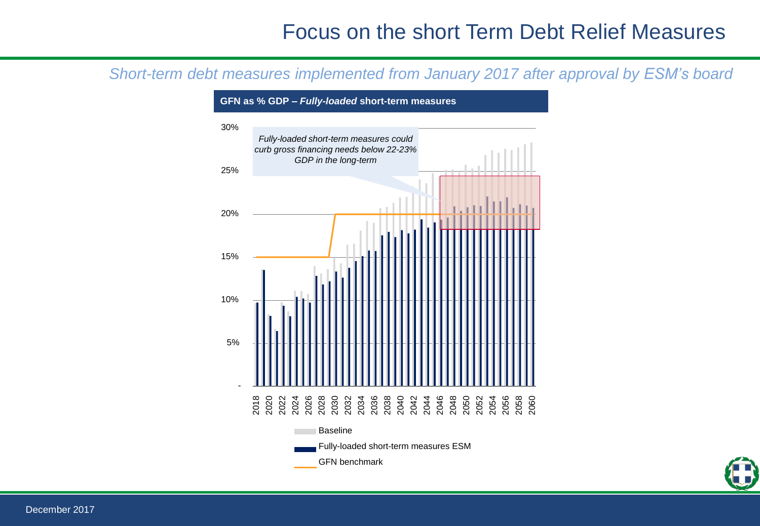# Focus on the short Term Debt Relief Measures

*Short-term debt measures implemented from January 2017 after approval by ESM's board*

**GFN as % GDP – *Fully-loaded* short-term measures**

*Fully-loaded short-term measures could curb gross financing needs below 22-23% GDP in the long-term*

30%
25%
20%
15%
10%
5%
-

2018 2020 2022 2024 2026 2028 2030 2032 2034 2036 2038 2040 2042 2044 2046 2048 2050 2052 2054 2056 2058 2060

Baseline
Fully-loaded short-term measures ESM
GFN benchmark

December 2017